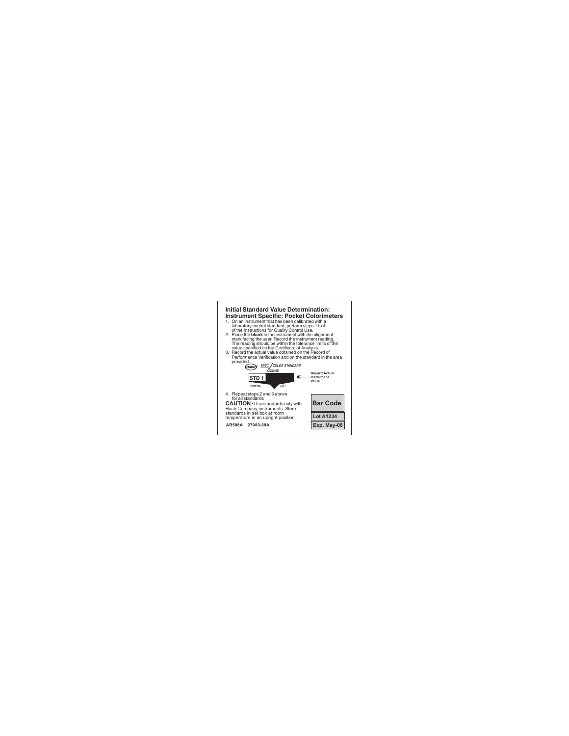## Initial Standard Value Determination: Instrument Specific: Pocket Colorimeters

1. On an instrument that has been calibrated with a laboratory control standard, perform steps 1 to 4 of the Instructions for Quality Control Use.
2. Place the **blank** in the instrument with the alignment mark facing the user. Record the instrument reading. The reading should be within the tolerance limits of the value specified on the Certificate of Analysis.
3. Record the actual value obtained on the Record of Performance Verification and on the standard in the area provided.

HACH SPEC COLOR STANDARD
OZONE
STD 1 ← Record Actual Instrument Value
Part No. LOT

4. Repeat steps 2 and 3 above for all standards

**CAUTION** • Use standards only with Hach Company instruments. Store standards in set box at room temperature in an upright position

**Bar Code**

**Lot A1234**

**Exp. May-08**

**AR506A 27080-89A**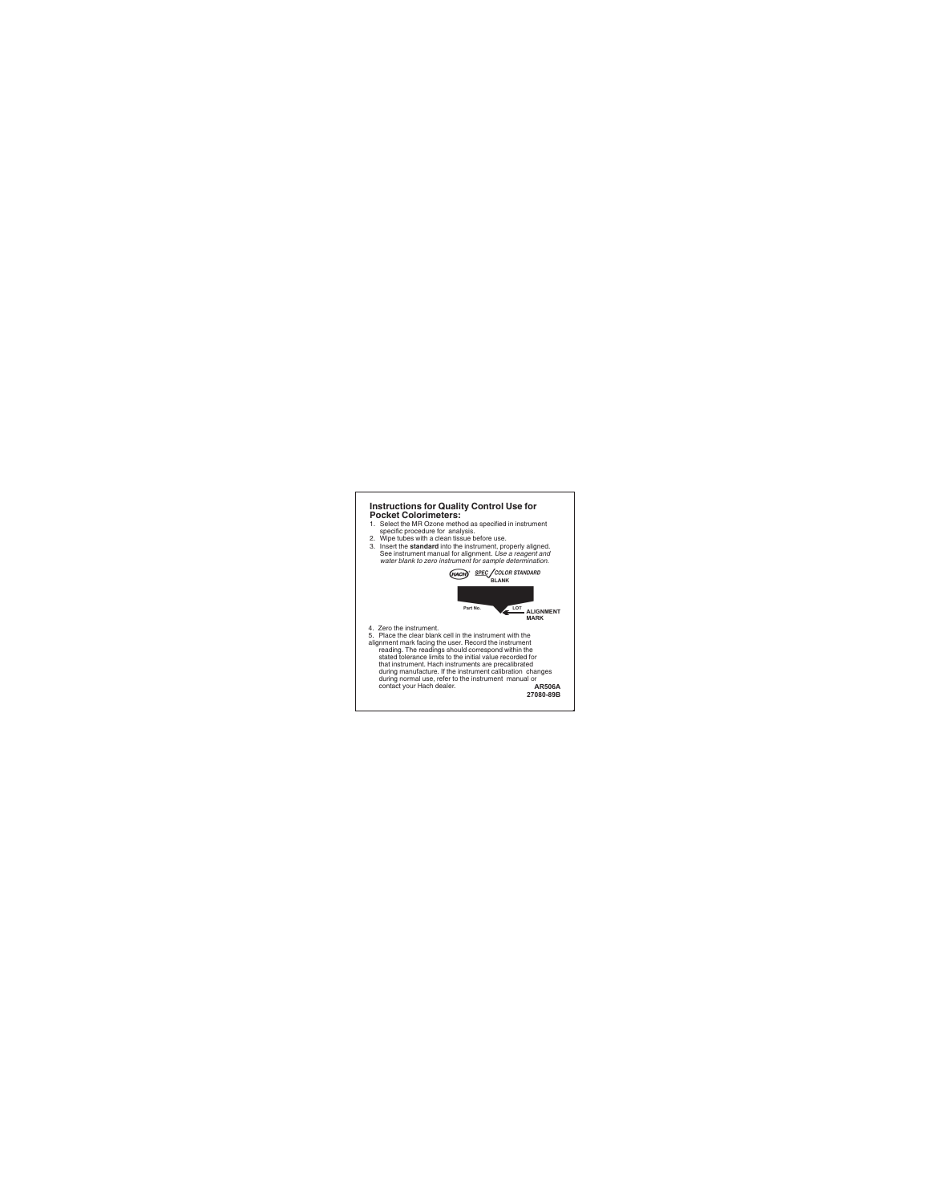## Instructions for Quality Control Use for Pocket Colorimeters:

1. Select the MR Ozone method as specified in instrument specific procedure for analysis.
2. Wipe tubes with a clean tissue before use.
3. Insert the **standard** into the instrument, properly aligned. See instrument manual for alignment. *Use a reagent and water blank to zero instrument for sample determination.*

HACH SPEC / COLOR STANDARD
BLANK

Part No.
LOT
ALIGNMENT MARK

4. Zero the instrument.
5. Place the clear blank cell in the instrument with the alignment mark facing the user. Record the instrument reading. The readings should correspond within the stated tolerance limits to the initial value recorded for that instrument. Hach instruments are precalibrated during manufacture. If the instrument calibration changes during normal use, refer to the instrument manual or contact your Hach dealer.

**AR506A**
**27080-89B**